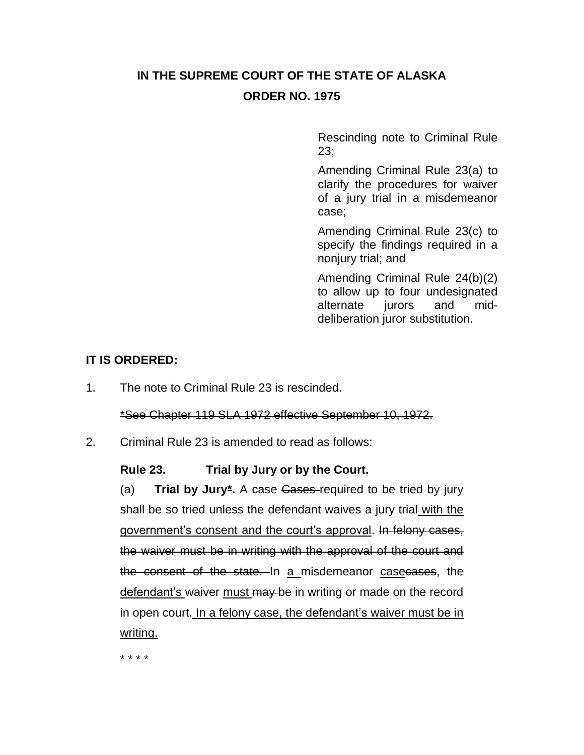**IN THE SUPREME COURT OF THE STATE OF ALASKA**

**ORDER NO. 1975**

Rescinding note to Criminal Rule 23;

Amending Criminal Rule 23(a) to clarify the procedures for waiver of a jury trial in a misdemeanor case;

Amending Criminal Rule 23(c) to specify the findings required in a nonjury trial; and

Amending Criminal Rule 24(b)(2) to allow up to four undesignated alternate jurors and mid-deliberation juror substitution.

**IT IS ORDERED:**

1. The note to Criminal Rule 23 is rescinded.

   ~~*See Chapter 119 SLA 1972 effective September 10, 1972.~~

2. Criminal Rule 23 is amended to read as follows:

   **Rule 23. Trial by Jury or by the Court.**

   (a) **Trial by Jury<u>*</u>.** <u>A case</u> ~~Cases~~ required to be tried by jury shall be so tried unless the defendant waives a jury trial <u>with the government's consent and the court's approval</u>. ~~In felony cases, the waiver must be in writing with the approval of the court and the consent of the state.~~ In <u>a</u> misdemeanor <u>case</u>~~cases~~, the <u>defendant's</u> waiver <u>must</u> ~~may~~ be in writing or made on the record in open court. <u>In a felony case, the defendant's waiver must be in writing.</u>

   * * * *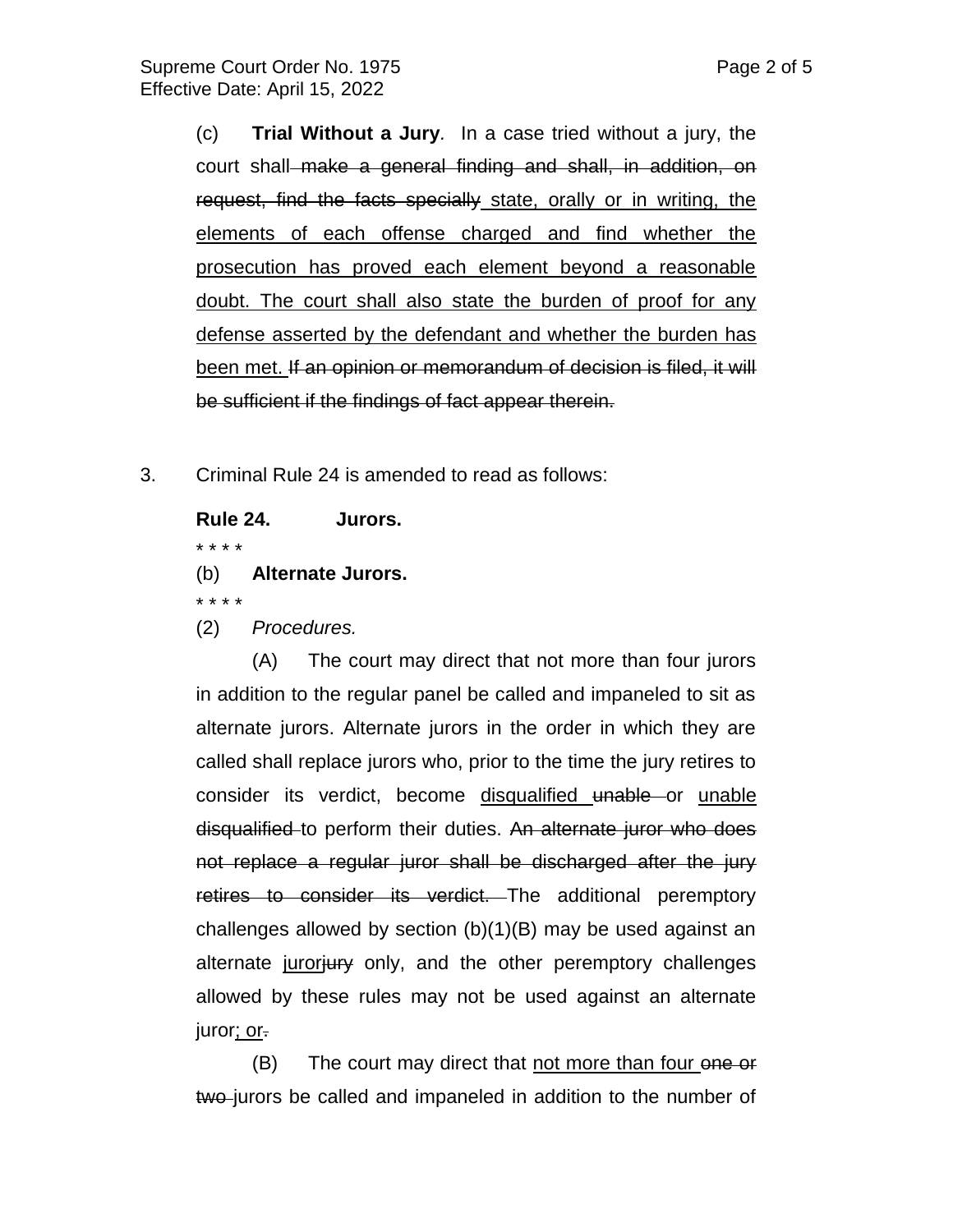(c) **Trial Without a Jury**. In a case tried without a jury, the court shall ~~make a general finding and shall, in addition, on request, find the facts specially~~ <u>state, orally or in writing, the elements of each offense charged and find whether the prosecution has proved each element beyond a reasonable doubt. The court shall also state the burden of proof for any defense asserted by the defendant and whether the burden has been met.</u> ~~If an opinion or memorandum of decision is filed, it will be sufficient if the findings of fact appear therein.~~

3. Criminal Rule 24 is amended to read as follows:

**Rule 24. Jurors.**

\* \* \* \*

(b) **Alternate Jurors.**

\* \* \* \*

(2) *Procedures.*

(A) The court may direct that not more than four jurors in addition to the regular panel be called and impaneled to sit as alternate jurors. Alternate jurors in the order in which they are called shall replace jurors who, prior to the time the jury retires to consider its verdict, become <u>disqualified</u> ~~unable~~ or <u>unable</u> ~~disqualified~~ to perform their duties. ~~An alternate juror who does not replace a regular juror shall be discharged after the jury retires to consider its verdict.~~ The additional peremptory challenges allowed by section (b)(1)(B) may be used against an alternate <u>juror</u>~~jury~~ only, and the other peremptory challenges allowed by these rules may not be used against an alternate juror<u>; or</u>~~.~~

(B) The court may direct that <u>not more than four</u> ~~one or two~~ jurors be called and impaneled in addition to the number of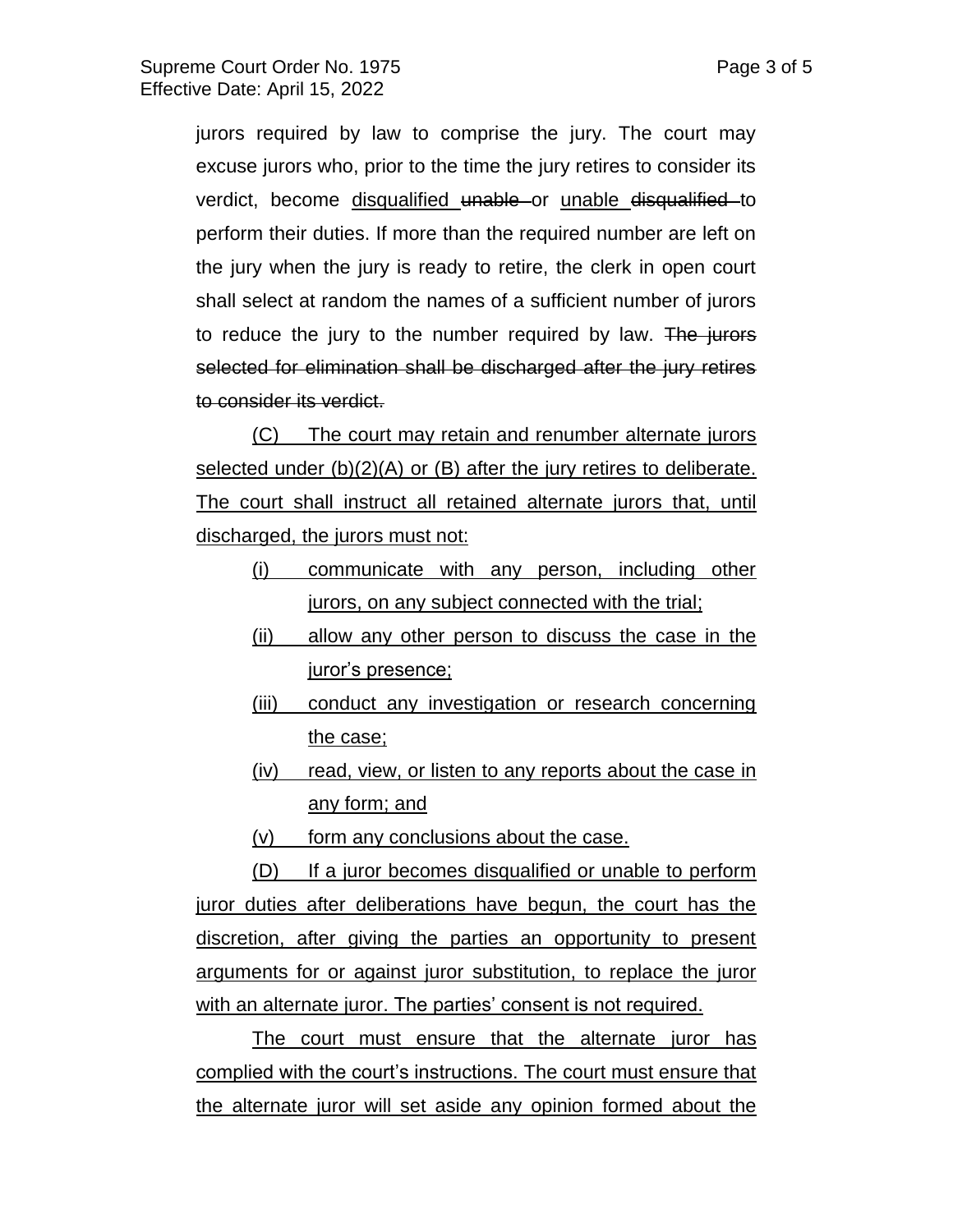jurors required by law to comprise the jury. The court may excuse jurors who, prior to the time the jury retires to consider its verdict, become <u>disqualified</u> ~~unable~~ or <u>unable</u> ~~disqualified~~ to perform their duties. If more than the required number are left on the jury when the jury is ready to retire, the clerk in open court shall select at random the names of a sufficient number of jurors to reduce the jury to the number required by law. ~~The jurors selected for elimination shall be discharged after the jury retires to consider its verdict.~~

<u>(C) The court may retain and renumber alternate jurors selected under (b)(2)(A) or (B) after the jury retires to deliberate. The court shall instruct all retained alternate jurors that, until discharged, the jurors must not:</u>

- <u>(i) communicate with any person, including other jurors, on any subject connected with the trial;</u>
- <u>(ii) allow any other person to discuss the case in the juror's presence;</u>
- <u>(iii) conduct any investigation or research concerning the case;</u>
- <u>(iv) read, view, or listen to any reports about the case in any form; and</u>
- <u>(v) form any conclusions about the case.</u>

<u>(D) If a juror becomes disqualified or unable to perform juror duties after deliberations have begun, the court has the discretion, after giving the parties an opportunity to present arguments for or against juror substitution, to replace the juror with an alternate juror. The parties' consent is not required.</u>

<u>The court must ensure that the alternate juror has complied with the court's instructions. The court must ensure that the alternate juror will set aside any opinion formed about the</u>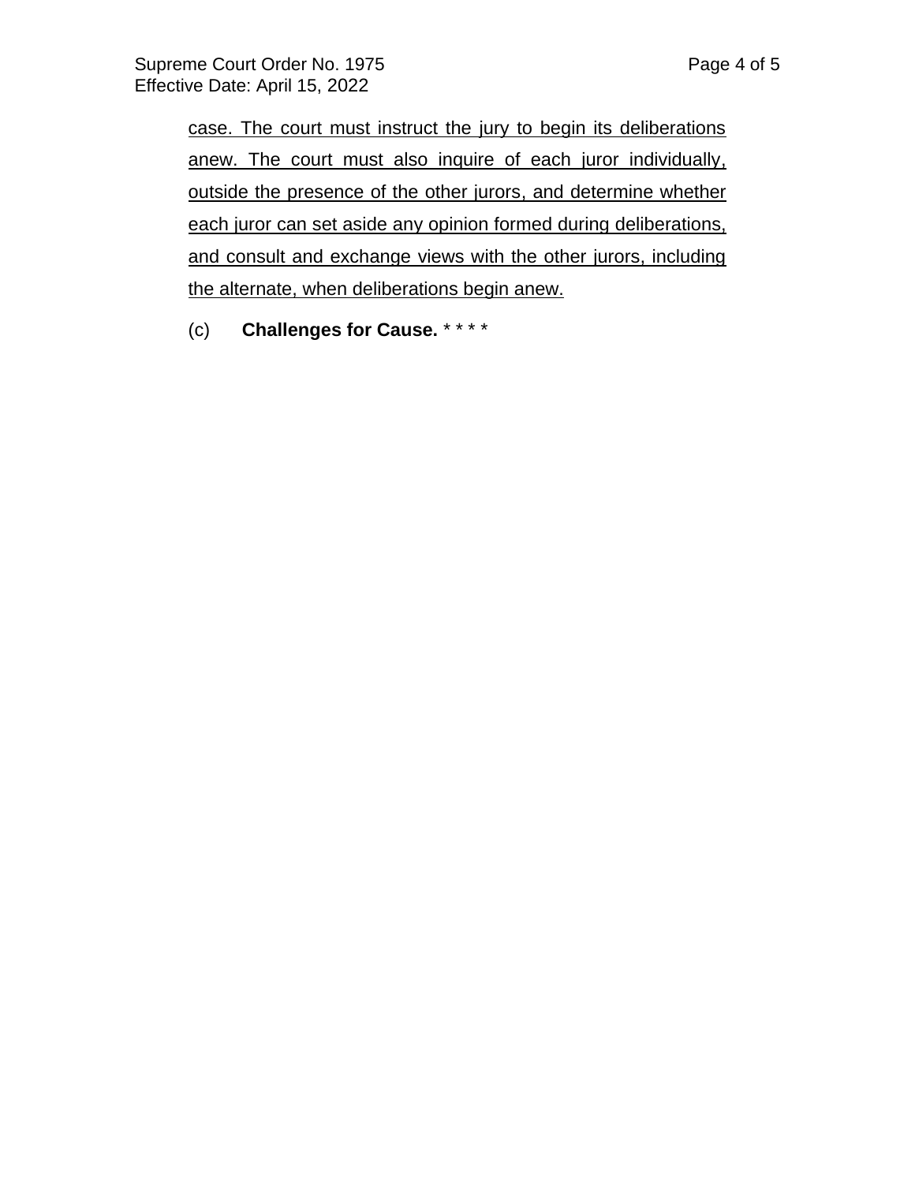<u>case. The court must instruct the jury to begin its deliberations anew. The court must also inquire of each juror individually, outside the presence of the other jurors, and determine whether each juror can set aside any opinion formed during deliberations, and consult and exchange views with the other jurors, including the alternate, when deliberations begin anew.</u>

(c) **Challenges for Cause.** * * * *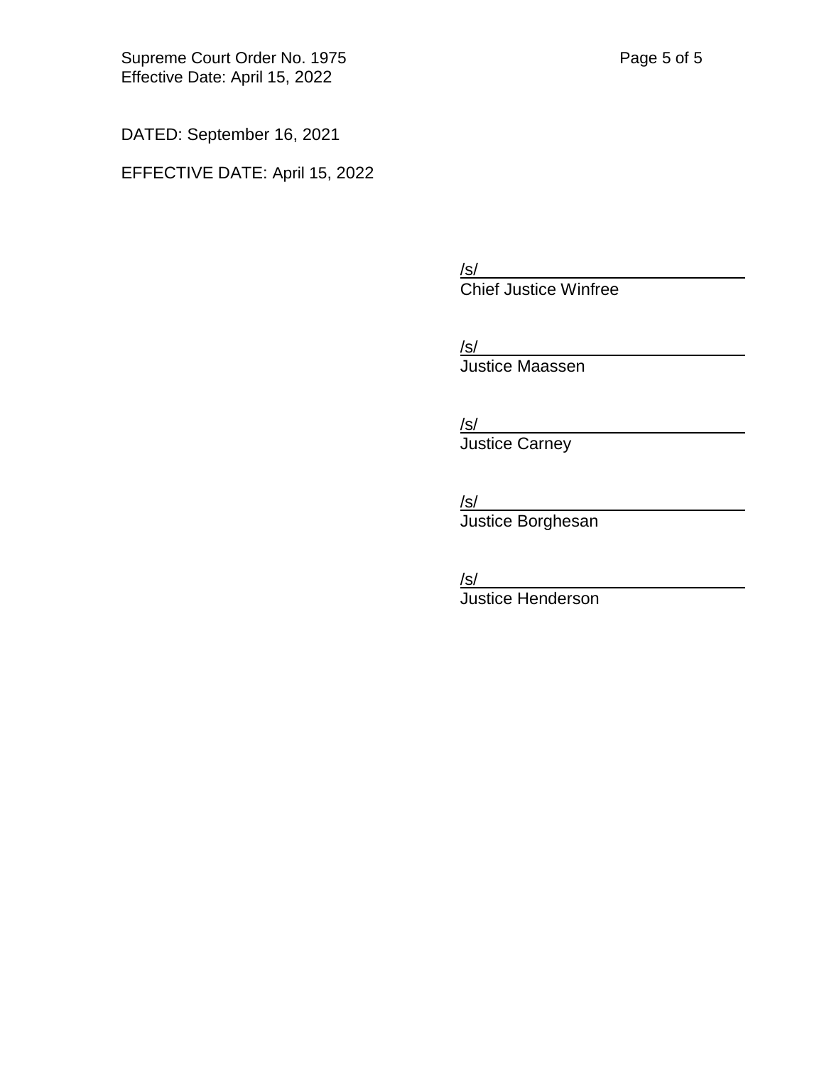DATED: September 16, 2021

EFFECTIVE DATE: April 15, 2022

/s/
Chief Justice Winfree

/s/
Justice Maassen

/s/
Justice Carney

/s/
Justice Borghesan

/s/
Justice Henderson